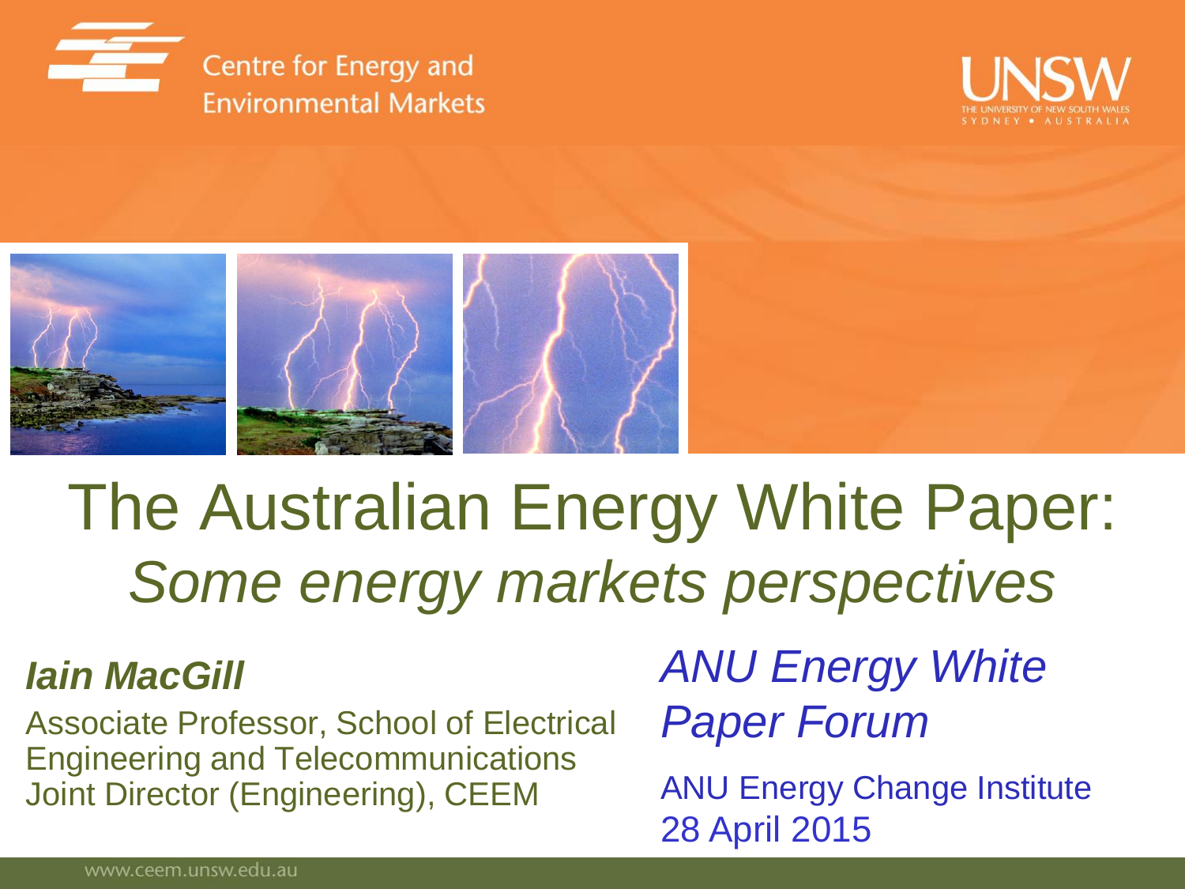Centre for Energy and Environmental Markets

UNSW
THE UNIVERSITY OF NEW SOUTH WALES
SYDNEY • AUSTRALIA

# The Australian Energy White Paper: *Some energy markets perspectives*

***Iain MacGill***

Associate Professor, School of Electrical Engineering and Telecommunications
Joint Director (Engineering), CEEM

*ANU Energy White Paper Forum*

ANU Energy Change Institute
28 April 2015

www.ceem.unsw.edu.au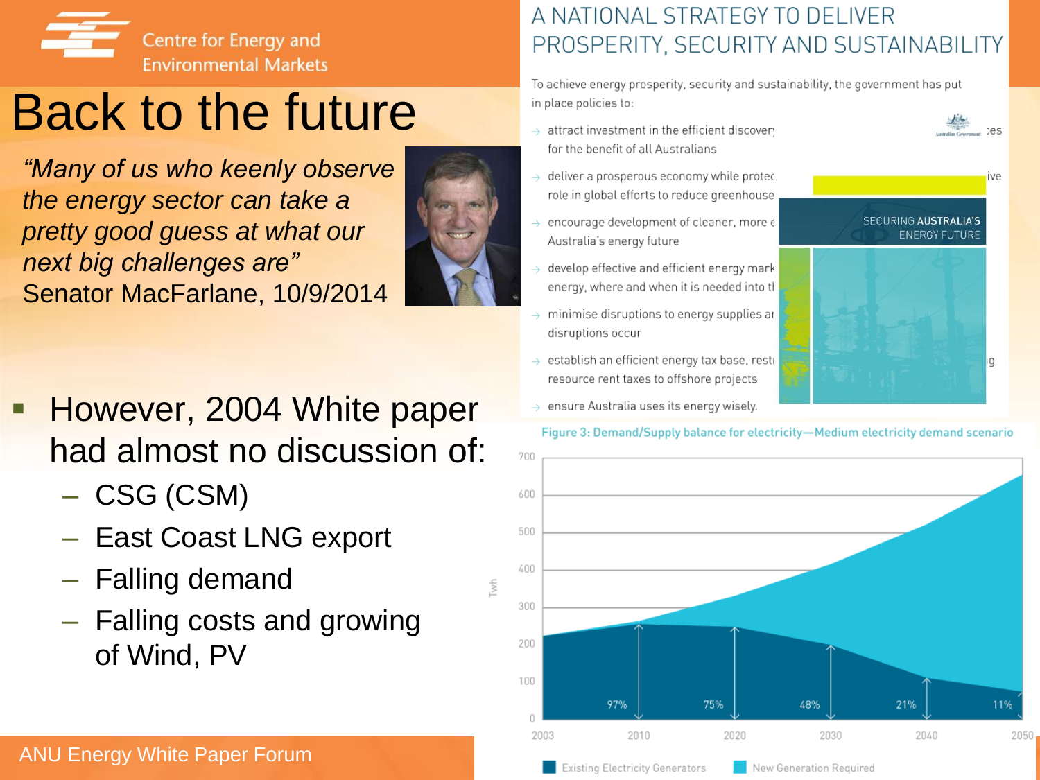# Back to the future

*"Many of us who keenly observe the energy sector can take a pretty good guess at what our next big challenges are"*
Senator MacFarlane, 10/9/2014

- However, 2004 White paper had almost no discussion of:
  - CSG (CSM)
  - East Coast LNG export
  - Falling demand
  - Falling costs and growing of Wind, PV

A NATIONAL STRATEGY TO DELIVER PROSPERITY, SECURITY AND SUSTAINABILITY

To achieve energy prosperity, security and sustainability, the government has put in place policies to:

- attract investment in the efficient discover[...]es for the benefit of all Australians
- deliver a prosperous economy while protec[...]ive role in global efforts to reduce greenhouse
- encourage development of cleaner, more e[...] Australia's energy future
- develop effective and efficient energy mark[...] energy, where and when it is needed into tl
- minimise disruptions to energy supplies ar[...] disruptions occur
- establish an efficient energy tax base, restr[...]g resource rent taxes to offshore projects
- ensure Australia uses its energy wisely.

SECURING AUSTRALIA'S ENERGY FUTURE

Figure 3: Demand/Supply balance for electricity—Medium electricity demand scenario

| Year | 2010 | 2020 | 2030 | 2040 | 2050 |
|---|---|---|---|---|---|
| Existing Electricity Generators (share) | 97% | 75% | 48% | 21% | 11% |

Y-axis: Twh (0–700). Legend: Existing Electricity Generators; New Generation Required

ANU Energy White Paper Forum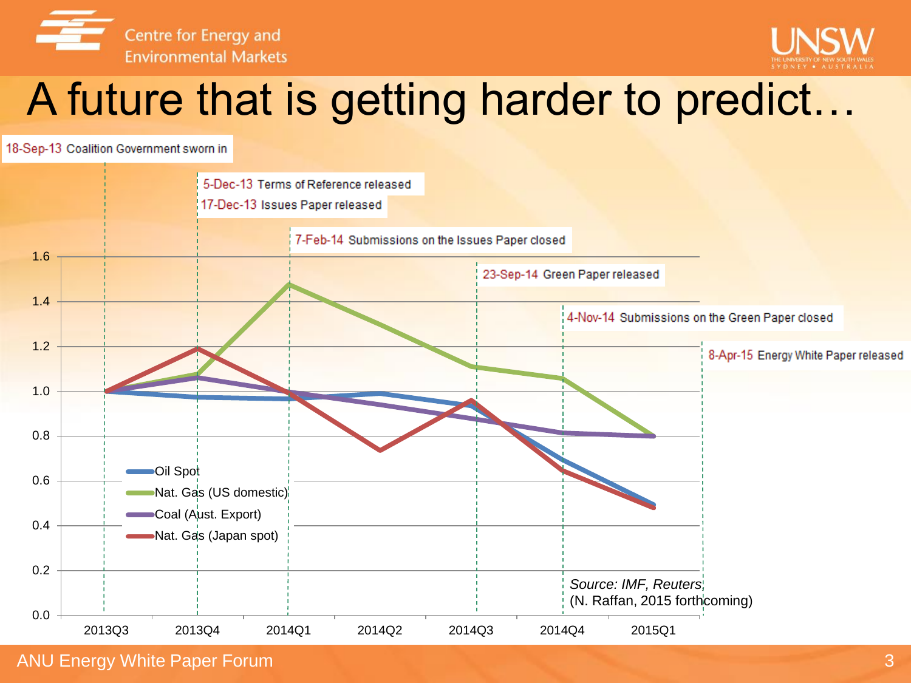# A future that is getting harder to predict…

18-Sep-13 Coalition Government sworn in

5-Dec-13 Terms of Reference released

17-Dec-13 Issues Paper released

7-Feb-14 Submissions on the Issues Paper closed

23-Sep-14 Green Paper released

4-Nov-14 Submissions on the Green Paper closed

8-Apr-15 Energy White Paper released

- Oil Spot
- Nat. Gas (US domestic)
- Coal (Aust. Export)
- Nat. Gas (Japan spot)

2013Q3 · 2013Q4 · 2014Q1 · 2014Q2 · 2014Q3 · 2014Q4 · 2015Q1

*Source: IMF, Reuters*
(N. Raffan, 2015 forthcoming)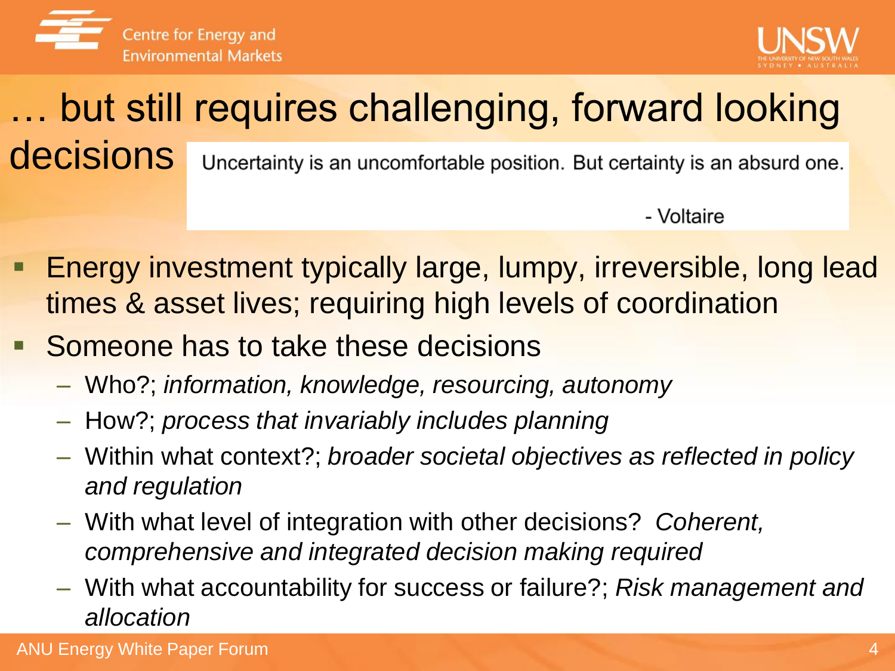# … but still requires challenging, forward looking decisions

> Uncertainty is an uncomfortable position. But certainty is an absurd one.
>
> - Voltaire

- Energy investment typically large, lumpy, irreversible, long lead times & asset lives; requiring high levels of coordination
- Someone has to take these decisions
  - Who?; *information, knowledge, resourcing, autonomy*
  - How?; *process that invariably includes planning*
  - Within what context?; *broader societal objectives as reflected in policy and regulation*
  - With what level of integration with other decisions? *Coherent, comprehensive and integrated decision making required*
  - With what accountability for success or failure?; *Risk management and allocation*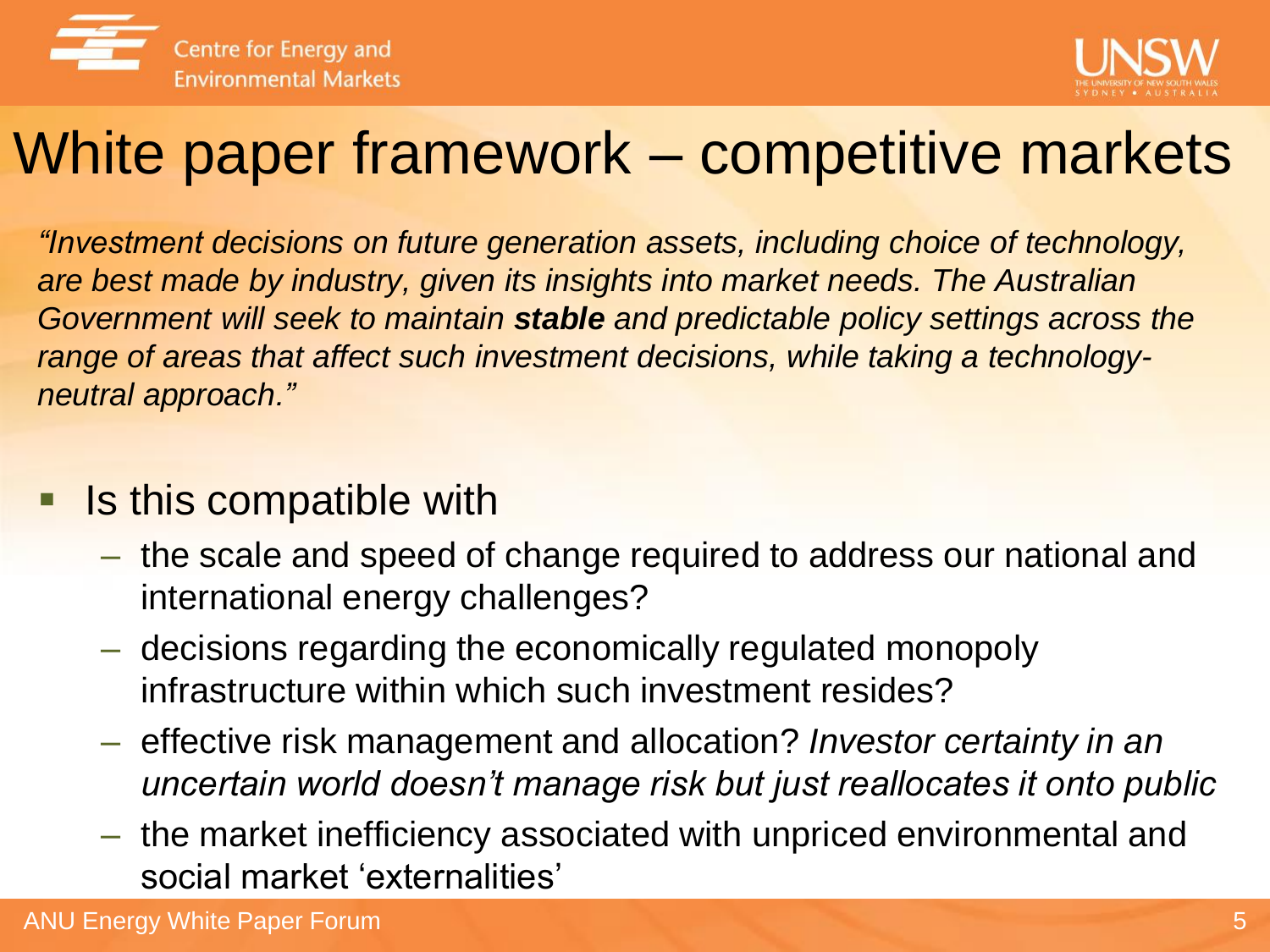# White paper framework – competitive markets

*"Investment decisions on future generation assets, including choice of technology, are best made by industry, given its insights into market needs. The Australian Government will seek to maintain* ***stable*** *and predictable policy settings across the range of areas that affect such investment decisions, while taking a technology-neutral approach."*

- Is this compatible with
  - the scale and speed of change required to address our national and international energy challenges?
  - decisions regarding the economically regulated monopoly infrastructure within which such investment resides?
  - effective risk management and allocation? *Investor certainty in an uncertain world doesn't manage risk but just reallocates it onto public*
  - the market inefficiency associated with unpriced environmental and social market 'externalities'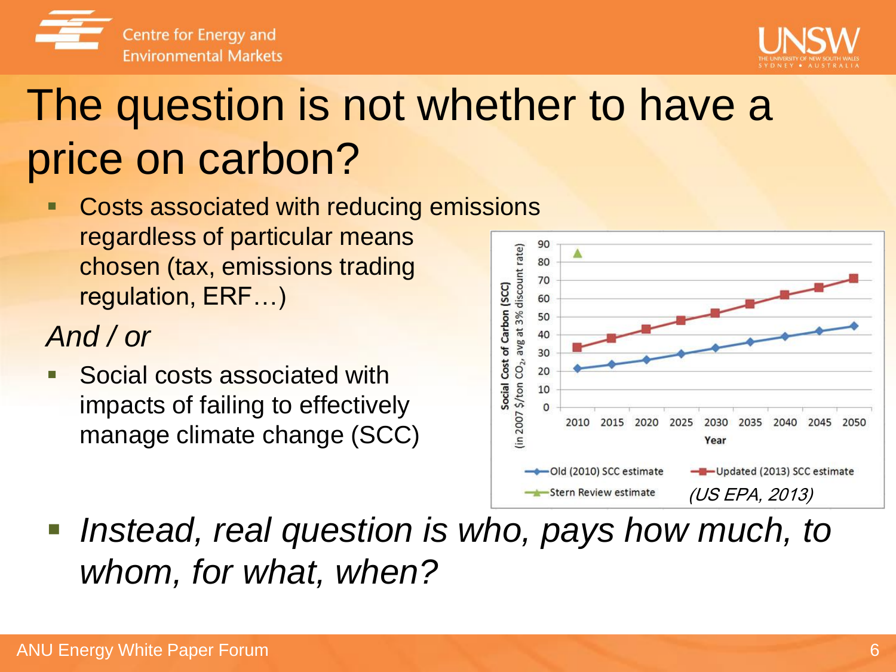# The question is not whether to have a price on carbon?

- Costs associated with reducing emissions regardless of particular means chosen (tax, emissions trading regulation, ERF…)

*And / or*

- Social costs associated with impacts of failing to effectively manage climate change (SCC)

| Year | Old (2010) SCC estimate | Updated (2013) SCC estimate | Stern Review estimate |
|---|---|---|---|
| 2010 | 21 | 33 | 85 |
| 2015 | 24 | 38 | |
| 2020 | 26 | 43 | |
| 2025 | 30 | 48 | |
| 2030 | 33 | 52 | |
| 2035 | 36 | 57 | |
| 2040 | 39 | 62 | |
| 2045 | 42 | 66 | |
| 2050 | 45 | 71 | |

Social Cost of Carbon (SCC) (in 2007 \$/ton $CO_2$, avg at 3% discount rate)

*(US EPA, 2013)*

- *Instead, real question is who, pays how much, to whom, for what, when?*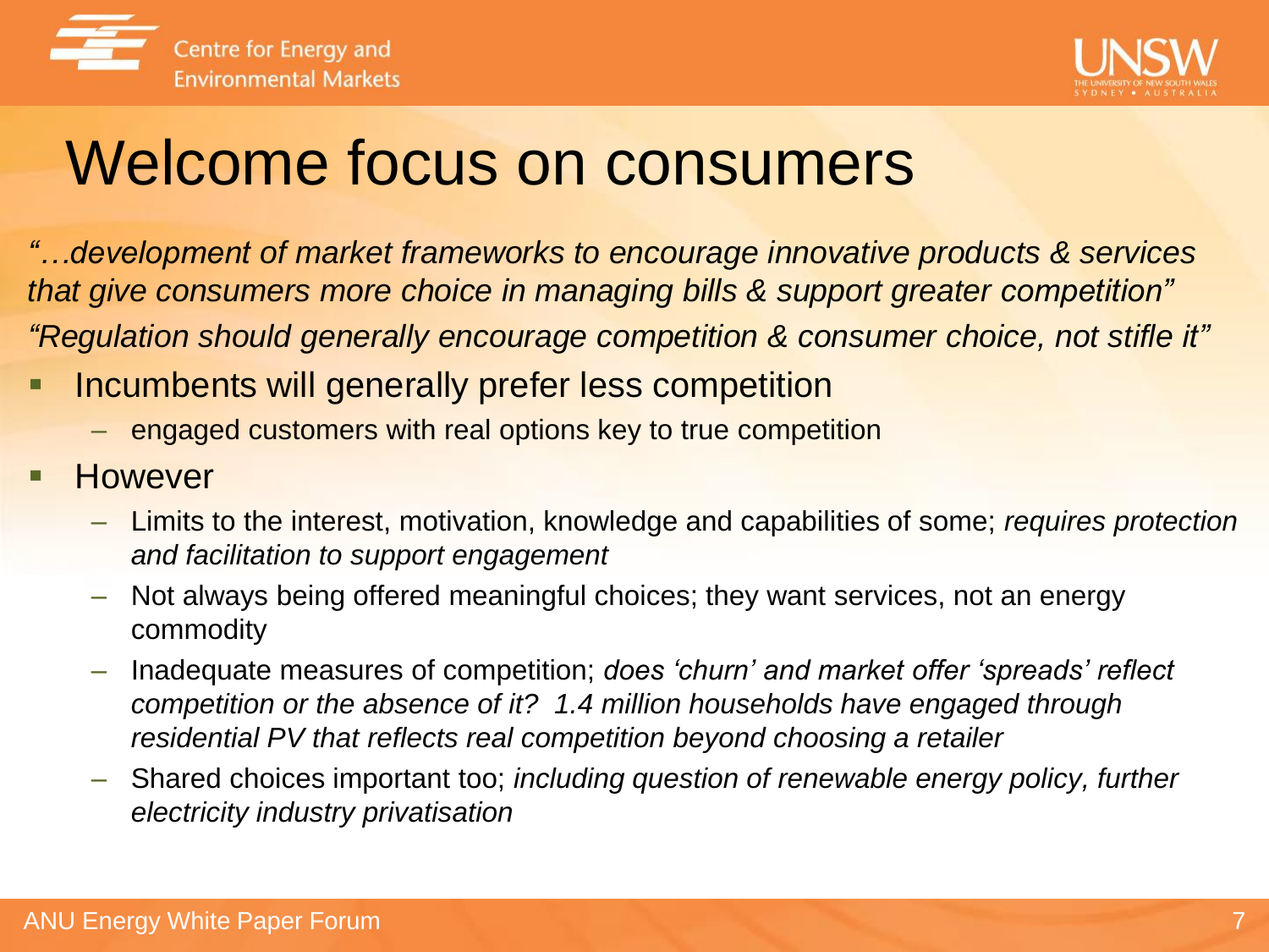# Welcome focus on consumers

*"…development of market frameworks to encourage innovative products & services that give consumers more choice in managing bills & support greater competition"*

*"Regulation should generally encourage competition & consumer choice, not stifle it"*

- Incumbents will generally prefer less competition
  - engaged customers with real options key to true competition
- However
  - Limits to the interest, motivation, knowledge and capabilities of some; *requires protection and facilitation to support engagement*
  - Not always being offered meaningful choices; they want services, not an energy commodity
  - Inadequate measures of competition; *does 'churn' and market offer 'spreads' reflect competition or the absence of it? 1.4 million households have engaged through residential PV that reflects real competition beyond choosing a retailer*
  - Shared choices important too; *including question of renewable energy policy, further electricity industry privatisation*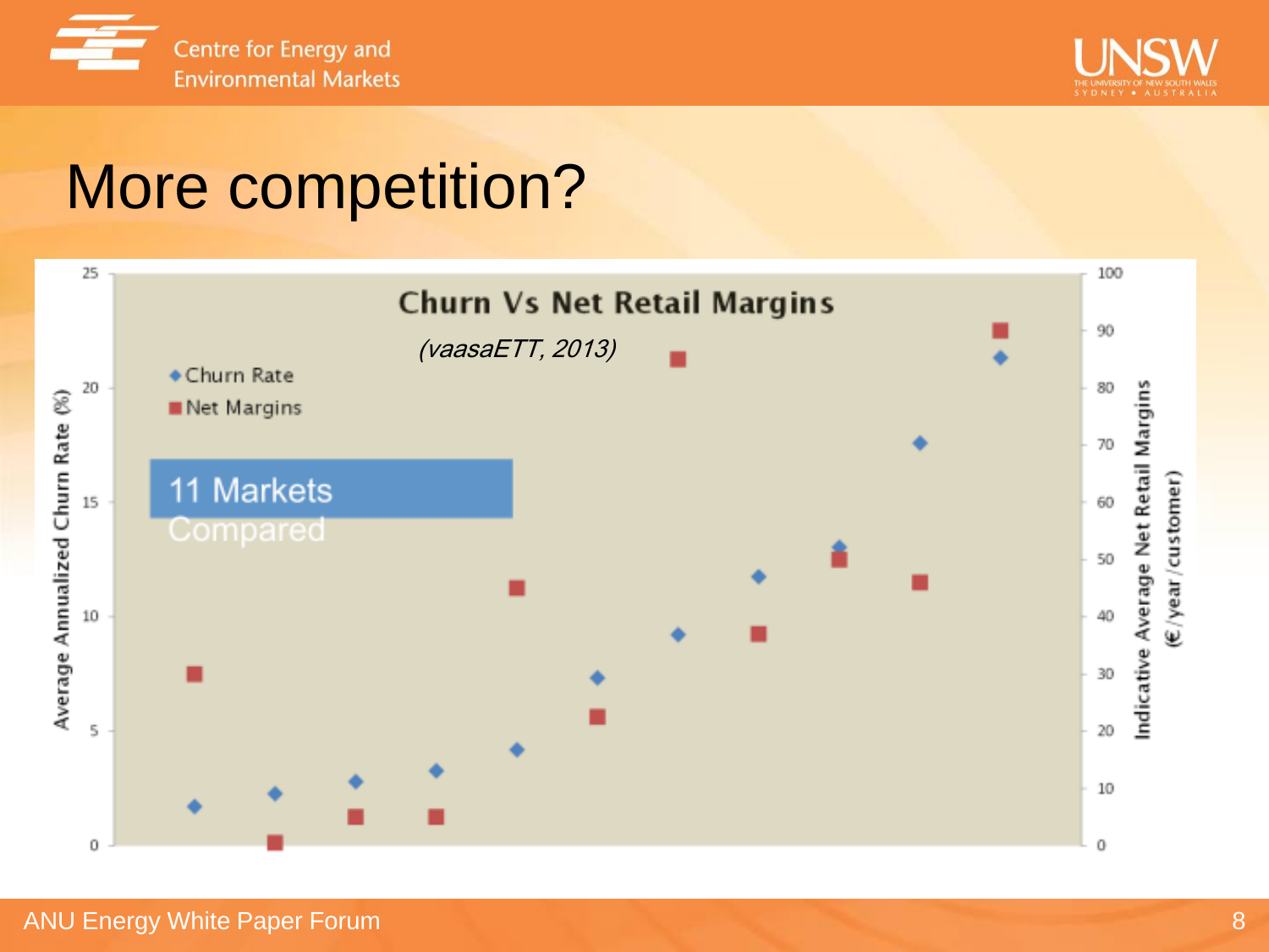# More competition?

**Churn Vs Net Retail Margins**

*(vaasaETT, 2013)*

- Churn Rate
- Net Margins

11 Markets Compared

Average Annualized Churn Rate (%)

Indicative Average Net Retail Margins (€/year/customer)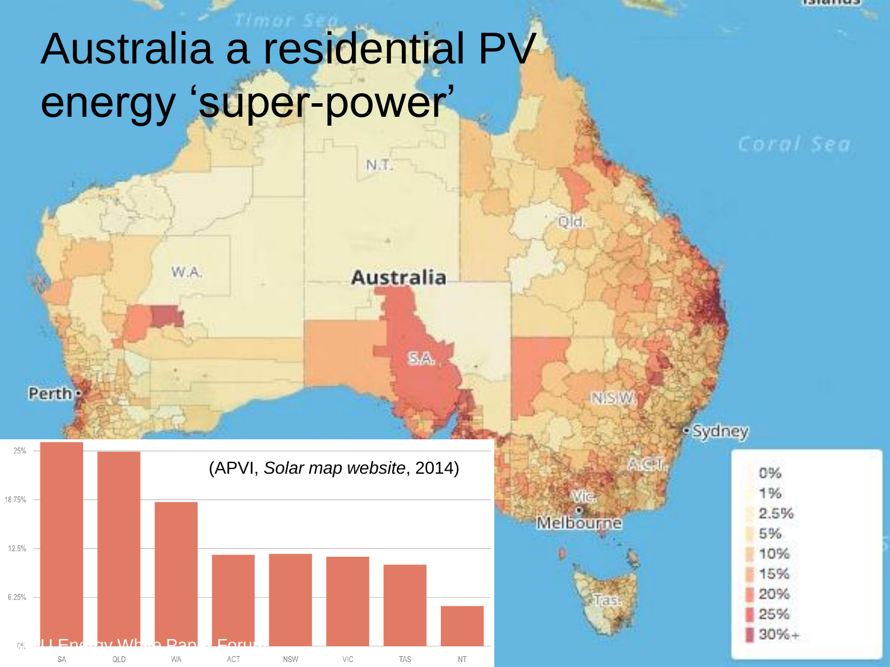# Australia a residential PV energy 'super-power'

(APVI, *Solar map website*, 2014)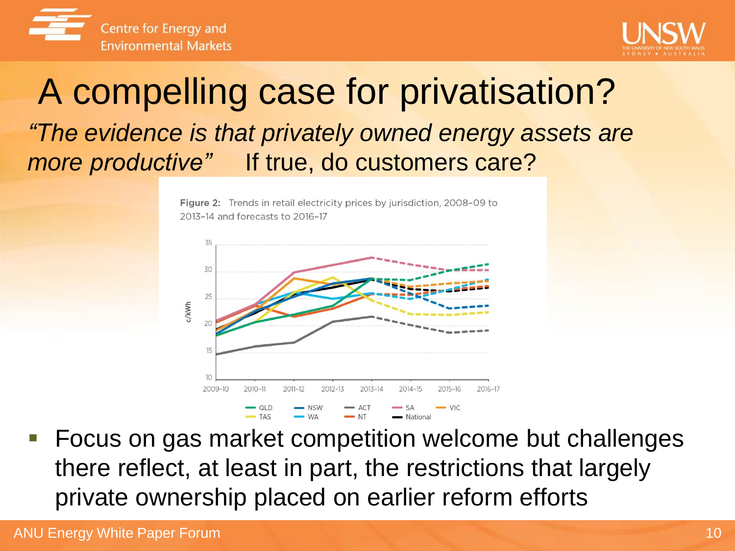# A compelling case for privatisation?

*"The evidence is that privately owned energy assets are more productive"* If true, do customers care?

**Figure 2:** Trends in retail electricity prices by jurisdiction, 2008–09 to 2013–14 and forecasts to 2016–17

- Focus on gas market competition welcome but challenges there reflect, at least in part, the restrictions that largely private ownership placed on earlier reform efforts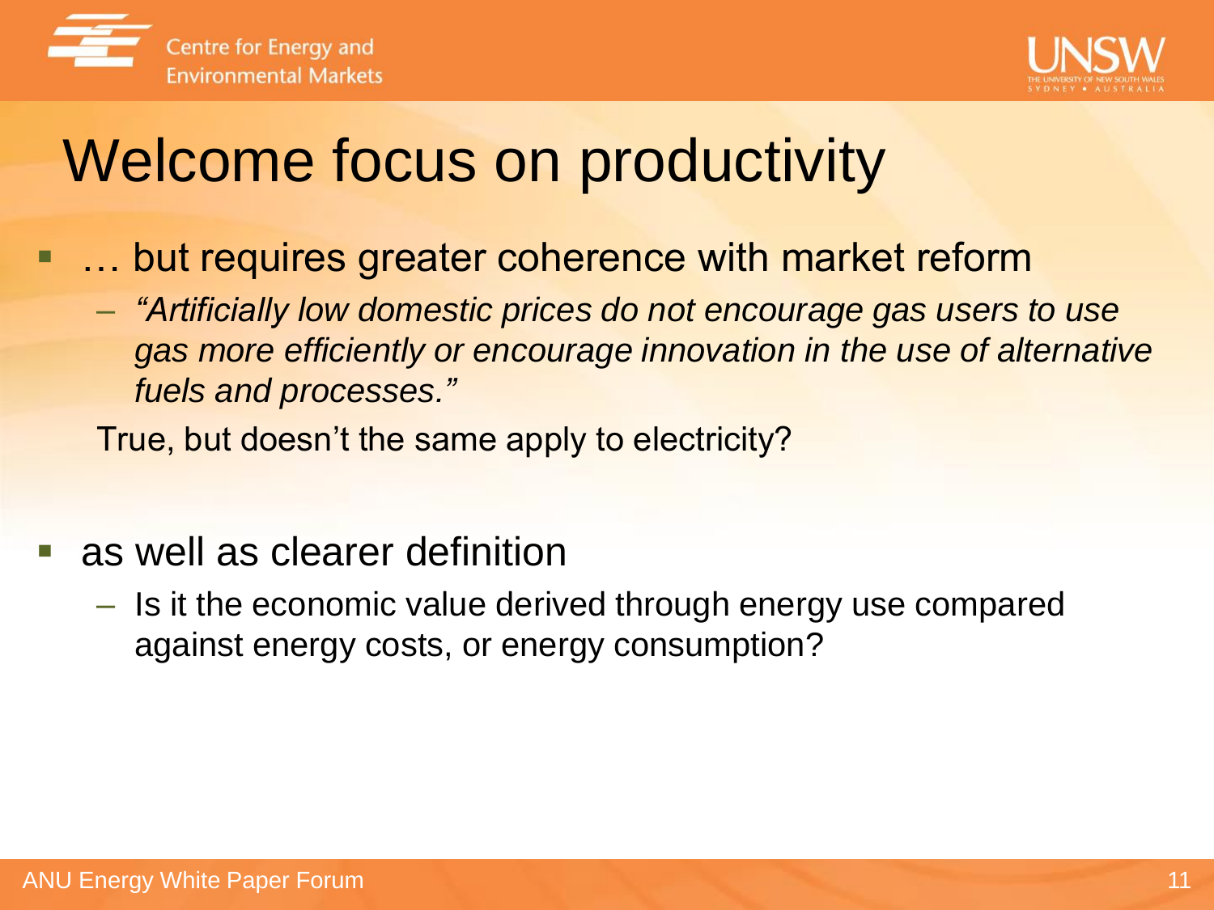# Welcome focus on productivity

- … but requires greater coherence with market reform
  - *"Artificially low domestic prices do not encourage gas users to use gas more efficiently or encourage innovation in the use of alternative fuels and processes."*

  True, but doesn't the same apply to electricity?

- as well as clearer definition
  - Is it the economic value derived through energy use compared against energy costs, or energy consumption?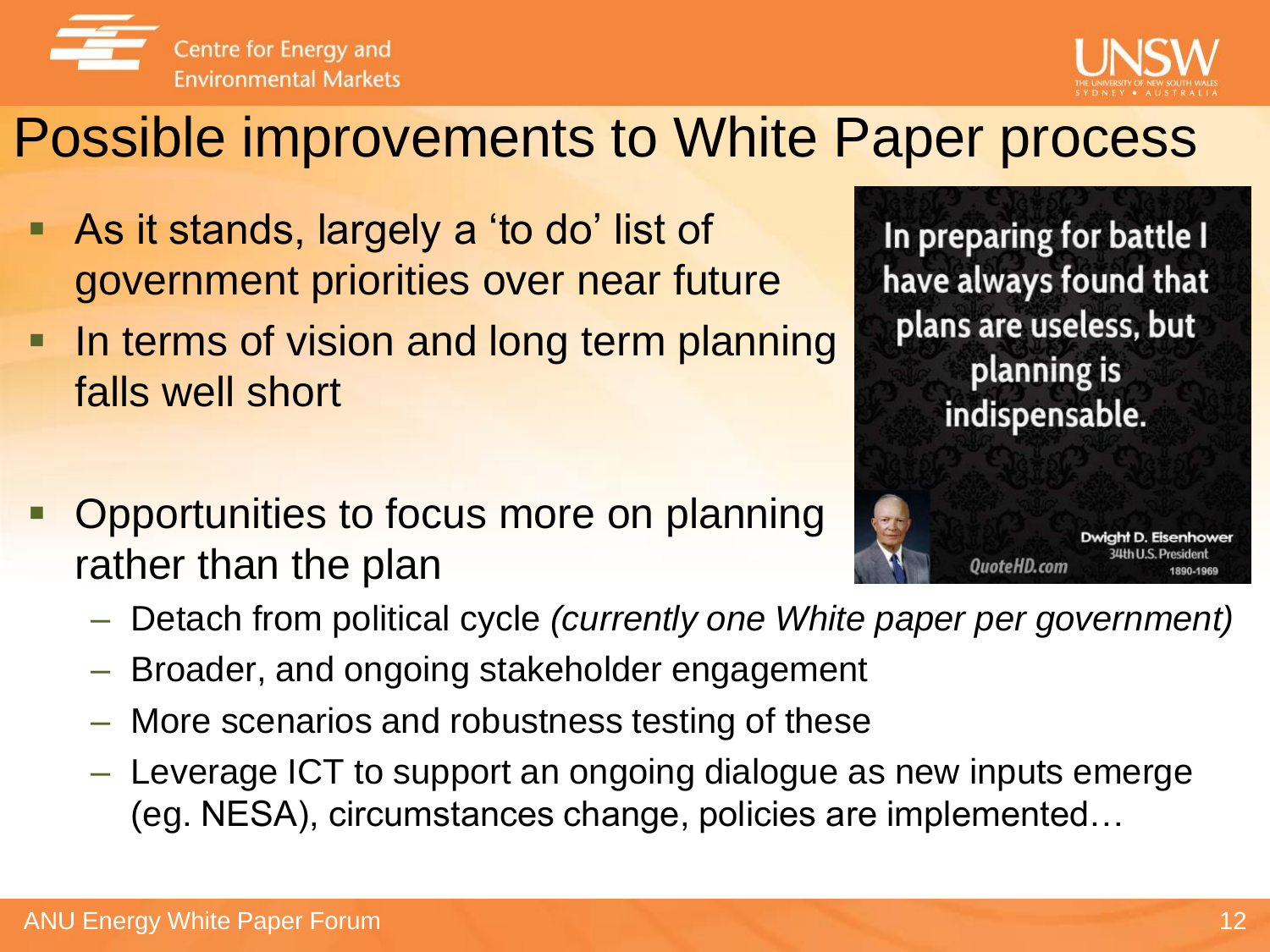# Possible improvements to White Paper process

- As it stands, largely a 'to do' list of government priorities over near future
- In terms of vision and long term planning falls well short
- Opportunities to focus more on planning rather than the plan
  - Detach from political cycle *(currently one White paper per government)*
  - Broader, and ongoing stakeholder engagement
  - More scenarios and robustness testing of these
  - Leverage ICT to support an ongoing dialogue as new inputs emerge (eg. NESA), circumstances change, policies are implemented…

In preparing for battle I have always found that plans are useless, but planning is indispensable.

Dwight D. Eisenhower
34th U.S. President
1890-1969
QuoteHD.com